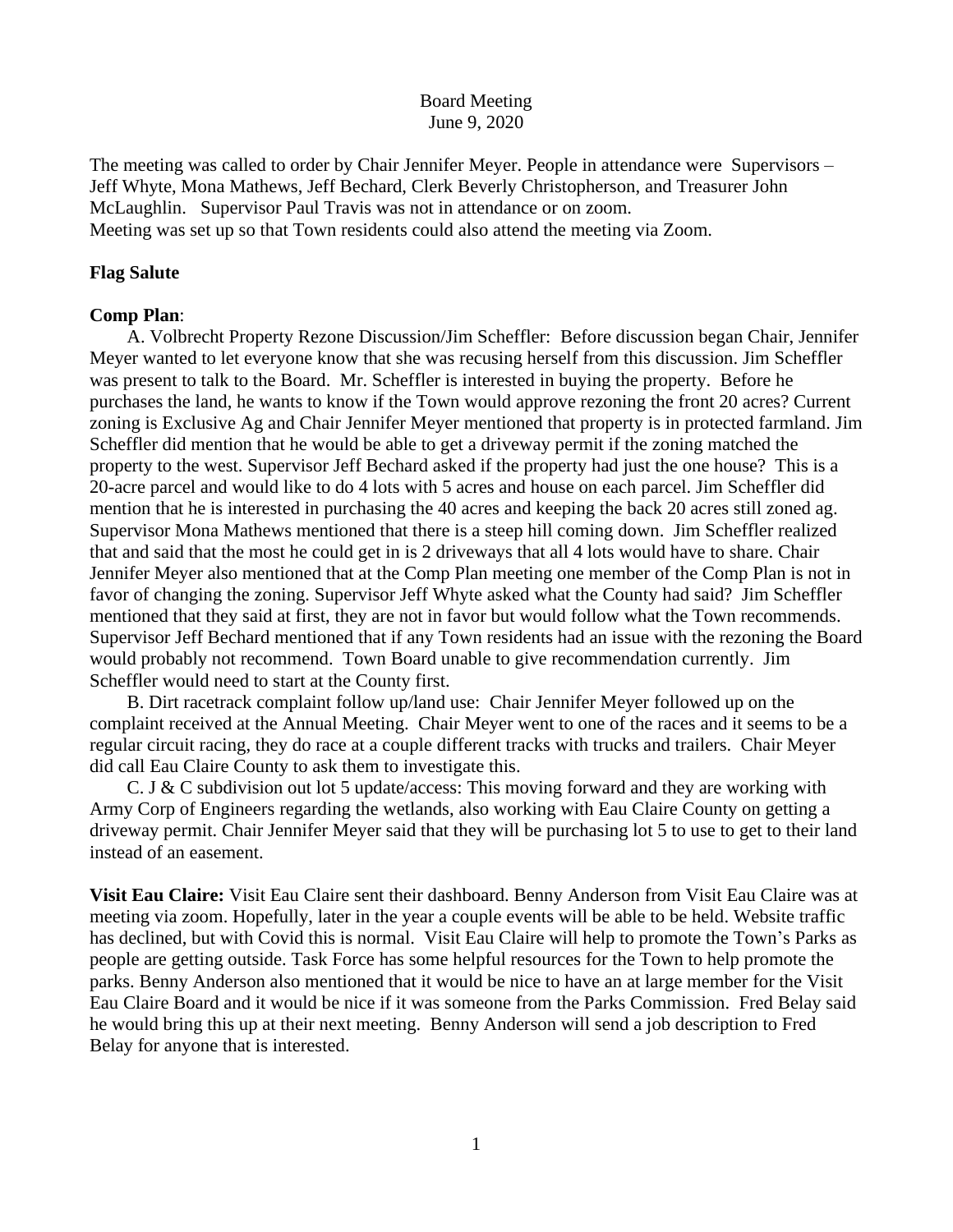Board Meeting
June 9, 2020

The meeting was called to order by Chair Jennifer Meyer. People in attendance were Supervisors – Jeff Whyte, Mona Mathews, Jeff Bechard, Clerk Beverly Christopherson, and Treasurer John McLaughlin. Supervisor Paul Travis was not in attendance or on zoom.
Meeting was set up so that Town residents could also attend the meeting via Zoom.

**Flag Salute**

**Comp Plan**:

A. Volbrecht Property Rezone Discussion/Jim Scheffler: Before discussion began Chair, Jennifer Meyer wanted to let everyone know that she was recusing herself from this discussion. Jim Scheffler was present to talk to the Board. Mr. Scheffler is interested in buying the property. Before he purchases the land, he wants to know if the Town would approve rezoning the front 20 acres? Current zoning is Exclusive Ag and Chair Jennifer Meyer mentioned that property is in protected farmland. Jim Scheffler did mention that he would be able to get a driveway permit if the zoning matched the property to the west. Supervisor Jeff Bechard asked if the property had just the one house? This is a 20-acre parcel and would like to do 4 lots with 5 acres and house on each parcel. Jim Scheffler did mention that he is interested in purchasing the 40 acres and keeping the back 20 acres still zoned ag. Supervisor Mona Mathews mentioned that there is a steep hill coming down. Jim Scheffler realized that and said that the most he could get in is 2 driveways that all 4 lots would have to share. Chair Jennifer Meyer also mentioned that at the Comp Plan meeting one member of the Comp Plan is not in favor of changing the zoning. Supervisor Jeff Whyte asked what the County had said? Jim Scheffler mentioned that they said at first, they are not in favor but would follow what the Town recommends. Supervisor Jeff Bechard mentioned that if any Town residents had an issue with the rezoning the Board would probably not recommend. Town Board unable to give recommendation currently. Jim Scheffler would need to start at the County first.

B. Dirt racetrack complaint follow up/land use: Chair Jennifer Meyer followed up on the complaint received at the Annual Meeting. Chair Meyer went to one of the races and it seems to be a regular circuit racing, they do race at a couple different tracks with trucks and trailers. Chair Meyer did call Eau Claire County to ask them to investigate this.

C. J & C subdivision out lot 5 update/access: This moving forward and they are working with Army Corp of Engineers regarding the wetlands, also working with Eau Claire County on getting a driveway permit. Chair Jennifer Meyer said that they will be purchasing lot 5 to use to get to their land instead of an easement.

**Visit Eau Claire:** Visit Eau Claire sent their dashboard. Benny Anderson from Visit Eau Claire was at meeting via zoom. Hopefully, later in the year a couple events will be able to be held. Website traffic has declined, but with Covid this is normal. Visit Eau Claire will help to promote the Town's Parks as people are getting outside. Task Force has some helpful resources for the Town to help promote the parks. Benny Anderson also mentioned that it would be nice to have an at large member for the Visit Eau Claire Board and it would be nice if it was someone from the Parks Commission. Fred Belay said he would bring this up at their next meeting. Benny Anderson will send a job description to Fred Belay for anyone that is interested.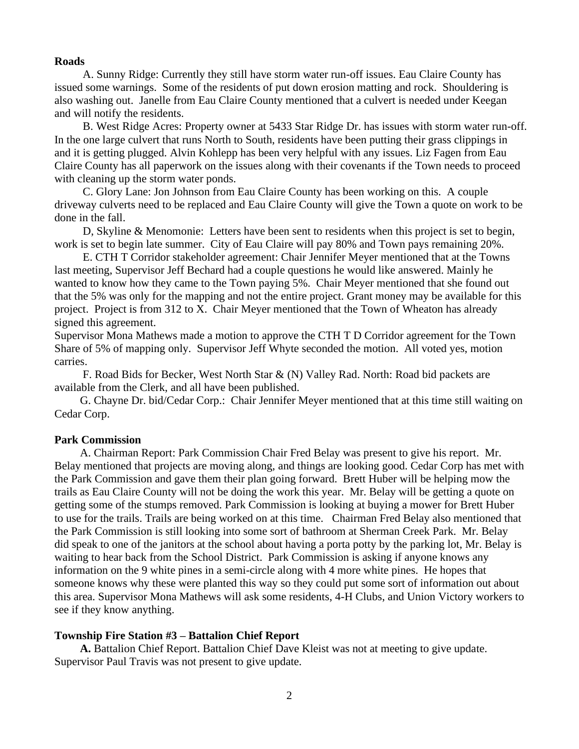**Roads**

A. Sunny Ridge: Currently they still have storm water run-off issues. Eau Claire County has issued some warnings. Some of the residents of put down erosion matting and rock. Shouldering is also washing out. Janelle from Eau Claire County mentioned that a culvert is needed under Keegan and will notify the residents.

B. West Ridge Acres: Property owner at 5433 Star Ridge Dr. has issues with storm water run-off. In the one large culvert that runs North to South, residents have been putting their grass clippings in and it is getting plugged. Alvin Kohlepp has been very helpful with any issues. Liz Fagen from Eau Claire County has all paperwork on the issues along with their covenants if the Town needs to proceed with cleaning up the storm water ponds.

C. Glory Lane: Jon Johnson from Eau Claire County has been working on this. A couple driveway culverts need to be replaced and Eau Claire County will give the Town a quote on work to be done in the fall.

D, Skyline & Menomonie: Letters have been sent to residents when this project is set to begin, work is set to begin late summer. City of Eau Claire will pay 80% and Town pays remaining 20%.

E. CTH T Corridor stakeholder agreement: Chair Jennifer Meyer mentioned that at the Towns last meeting, Supervisor Jeff Bechard had a couple questions he would like answered. Mainly he wanted to know how they came to the Town paying 5%. Chair Meyer mentioned that she found out that the 5% was only for the mapping and not the entire project. Grant money may be available for this project. Project is from 312 to X. Chair Meyer mentioned that the Town of Wheaton has already signed this agreement.

Supervisor Mona Mathews made a motion to approve the CTH T D Corridor agreement for the Town Share of 5% of mapping only. Supervisor Jeff Whyte seconded the motion. All voted yes, motion carries.

F. Road Bids for Becker, West North Star & (N) Valley Rad. North: Road bid packets are available from the Clerk, and all have been published.

G. Chayne Dr. bid/Cedar Corp.: Chair Jennifer Meyer mentioned that at this time still waiting on Cedar Corp.

**Park Commission**

A. Chairman Report: Park Commission Chair Fred Belay was present to give his report. Mr. Belay mentioned that projects are moving along, and things are looking good. Cedar Corp has met with the Park Commission and gave them their plan going forward. Brett Huber will be helping mow the trails as Eau Claire County will not be doing the work this year. Mr. Belay will be getting a quote on getting some of the stumps removed. Park Commission is looking at buying a mower for Brett Huber to use for the trails. Trails are being worked on at this time. Chairman Fred Belay also mentioned that the Park Commission is still looking into some sort of bathroom at Sherman Creek Park. Mr. Belay did speak to one of the janitors at the school about having a porta potty by the parking lot, Mr. Belay is waiting to hear back from the School District. Park Commission is asking if anyone knows any information on the 9 white pines in a semi-circle along with 4 more white pines. He hopes that someone knows why these were planted this way so they could put some sort of information out about this area. Supervisor Mona Mathews will ask some residents, 4-H Clubs, and Union Victory workers to see if they know anything.

**Township Fire Station #3 – Battalion Chief Report**

**A.** Battalion Chief Report. Battalion Chief Dave Kleist was not at meeting to give update. Supervisor Paul Travis was not present to give update.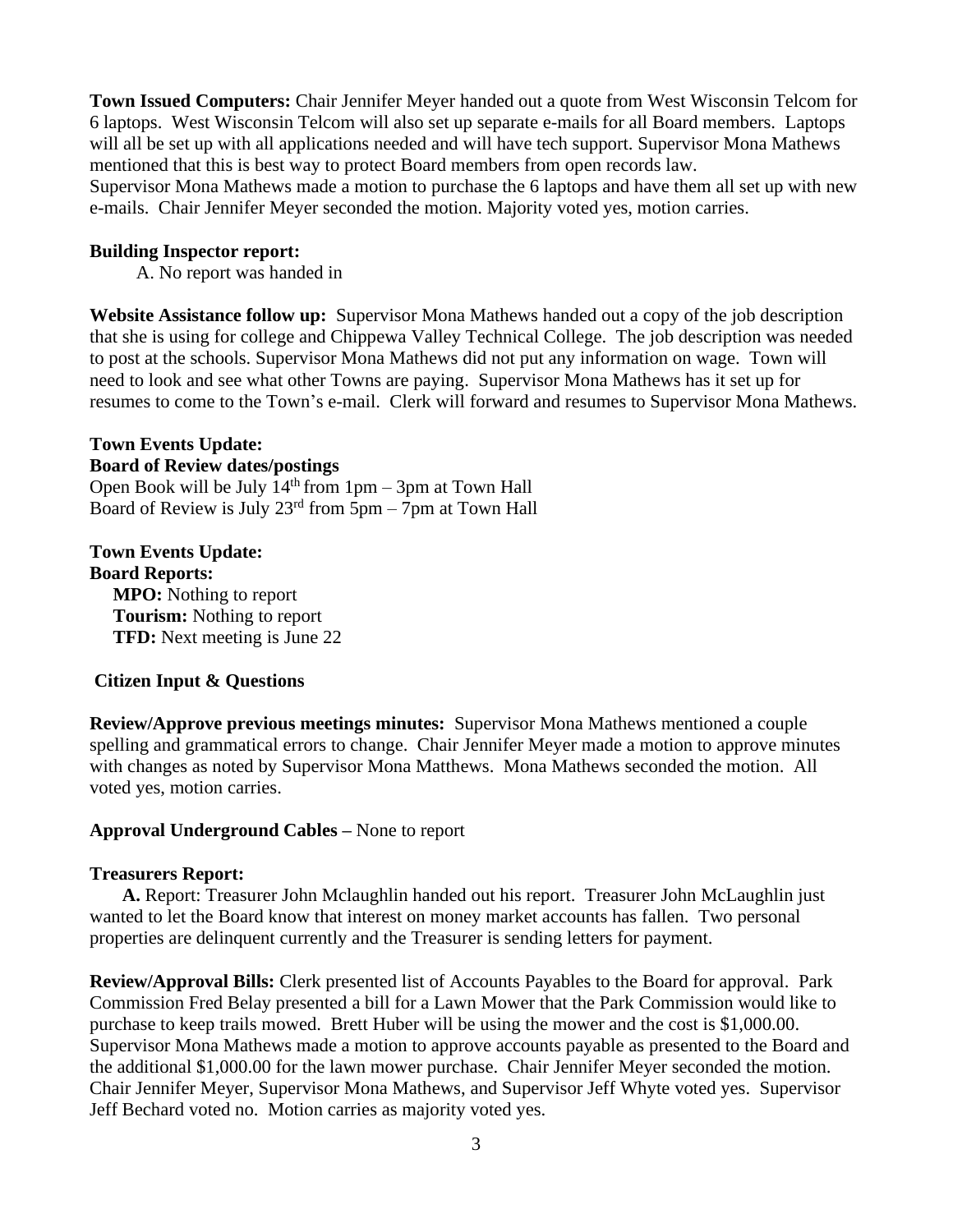**Town Issued Computers:** Chair Jennifer Meyer handed out a quote from West Wisconsin Telcom for 6 laptops. West Wisconsin Telcom will also set up separate e-mails for all Board members. Laptops will all be set up with all applications needed and will have tech support. Supervisor Mona Mathews mentioned that this is best way to protect Board members from open records law.
Supervisor Mona Mathews made a motion to purchase the 6 laptops and have them all set up with new e-mails. Chair Jennifer Meyer seconded the motion. Majority voted yes, motion carries.

**Building Inspector report:**

A. No report was handed in

**Website Assistance follow up:** Supervisor Mona Mathews handed out a copy of the job description that she is using for college and Chippewa Valley Technical College. The job description was needed to post at the schools. Supervisor Mona Mathews did not put any information on wage. Town will need to look and see what other Towns are paying. Supervisor Mona Mathews has it set up for resumes to come to the Town's e-mail. Clerk will forward and resumes to Supervisor Mona Mathews.

**Town Events Update:**
**Board of Review dates/postings**
Open Book will be July 14th from 1pm – 3pm at Town Hall
Board of Review is July 23rd from 5pm – 7pm at Town Hall

**Town Events Update:**
**Board Reports:**
**MPO:** Nothing to report
**Tourism:** Nothing to report
**TFD:** Next meeting is June 22

**Citizen Input & Questions**

**Review/Approve previous meetings minutes:** Supervisor Mona Mathews mentioned a couple spelling and grammatical errors to change. Chair Jennifer Meyer made a motion to approve minutes with changes as noted by Supervisor Mona Matthews. Mona Mathews seconded the motion. All voted yes, motion carries.

**Approval Underground Cables –** None to report

**Treasurers Report:**

**A.** Report: Treasurer John Mclaughlin handed out his report. Treasurer John McLaughlin just wanted to let the Board know that interest on money market accounts has fallen. Two personal properties are delinquent currently and the Treasurer is sending letters for payment.

**Review/Approval Bills:** Clerk presented list of Accounts Payables to the Board for approval. Park Commission Fred Belay presented a bill for a Lawn Mower that the Park Commission would like to purchase to keep trails mowed. Brett Huber will be using the mower and the cost is $1,000.00. Supervisor Mona Mathews made a motion to approve accounts payable as presented to the Board and the additional $1,000.00 for the lawn mower purchase. Chair Jennifer Meyer seconded the motion. Chair Jennifer Meyer, Supervisor Mona Mathews, and Supervisor Jeff Whyte voted yes. Supervisor Jeff Bechard voted no. Motion carries as majority voted yes.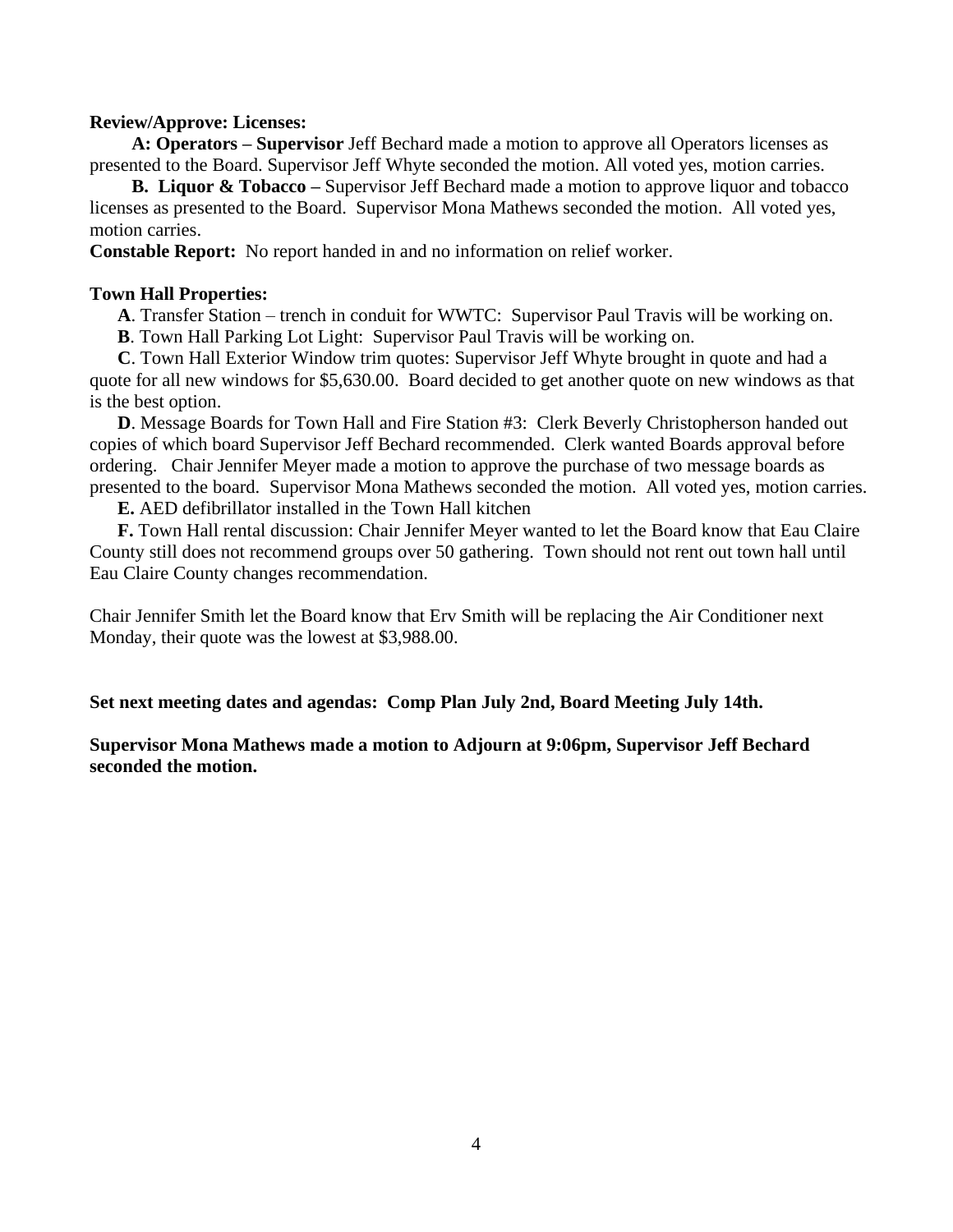**Review/Approve: Licenses:**

**A: Operators – Supervisor** Jeff Bechard made a motion to approve all Operators licenses as presented to the Board. Supervisor Jeff Whyte seconded the motion. All voted yes, motion carries.

**B. Liquor & Tobacco –** Supervisor Jeff Bechard made a motion to approve liquor and tobacco licenses as presented to the Board. Supervisor Mona Mathews seconded the motion. All voted yes, motion carries.

**Constable Report:** No report handed in and no information on relief worker.

**Town Hall Properties:**

**A**. Transfer Station – trench in conduit for WWTC: Supervisor Paul Travis will be working on.

**B**. Town Hall Parking Lot Light: Supervisor Paul Travis will be working on.

**C**. Town Hall Exterior Window trim quotes: Supervisor Jeff Whyte brought in quote and had a quote for all new windows for $5,630.00. Board decided to get another quote on new windows as that is the best option.

**D**. Message Boards for Town Hall and Fire Station #3: Clerk Beverly Christopherson handed out copies of which board Supervisor Jeff Bechard recommended. Clerk wanted Boards approval before ordering. Chair Jennifer Meyer made a motion to approve the purchase of two message boards as presented to the board. Supervisor Mona Mathews seconded the motion. All voted yes, motion carries.

**E.** AED defibrillator installed in the Town Hall kitchen

**F.** Town Hall rental discussion: Chair Jennifer Meyer wanted to let the Board know that Eau Claire County still does not recommend groups over 50 gathering. Town should not rent out town hall until Eau Claire County changes recommendation.

Chair Jennifer Smith let the Board know that Erv Smith will be replacing the Air Conditioner next Monday, their quote was the lowest at $3,988.00.

**Set next meeting dates and agendas: Comp Plan July 2nd, Board Meeting July 14th.**

**Supervisor Mona Mathews made a motion to Adjourn at 9:06pm, Supervisor Jeff Bechard seconded the motion.**